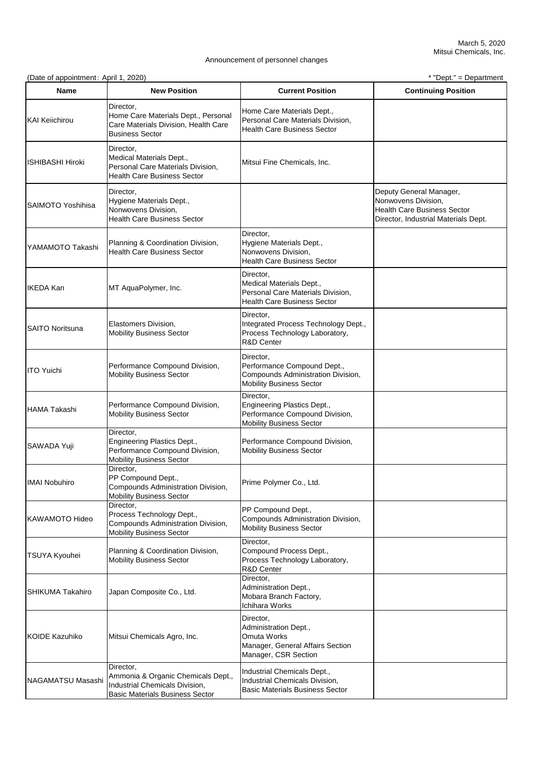March 5, 2020
Mitsui Chemicals, Inc.

Announcement of personnel changes

(Date of appointment: April 1, 2020)

\* "Dept." = Department

| Name | New Position | Current Position | Continuing Position |
|---|---|---|---|
| KAI Keiichirou | Director, Home Care Materials Dept., Personal Care Materials Division, Health Care Business Sector | Home Care Materials Dept., Personal Care Materials Division, Health Care Business Sector | |
| ISHIBASHI Hiroki | Director, Medical Materials Dept., Personal Care Materials Division, Health Care Business Sector | Mitsui Fine Chemicals, Inc. | |
| SAIMOTO Yoshihisa | Director, Hygiene Materials Dept., Nonwovens Division, Health Care Business Sector | | Deputy General Manager, Nonwovens Division, Health Care Business Sector Director, Industrial Materials Dept. |
| YAMAMOTO Takashi | Planning & Coordination Division, Health Care Business Sector | Director, Hygiene Materials Dept., Nonwovens Division, Health Care Business Sector | |
| IKEDA Kan | MT AquaPolymer, Inc. | Director, Medical Materials Dept., Personal Care Materials Division, Health Care Business Sector | |
| SAITO Noritsuna | Elastomers Division, Mobility Business Sector | Director, Integrated Process Technology Dept., Process Technology Laboratory, R&D Center | |
| ITO Yuichi | Performance Compound Division, Mobility Business Sector | Director, Performance Compound Dept., Compounds Administration Division, Mobility Business Sector | |
| HAMA Takashi | Performance Compound Division, Mobility Business Sector | Director, Engineering Plastics Dept., Performance Compound Division, Mobility Business Sector | |
| SAWADA Yuji | Director, Engineering Plastics Dept., Performance Compound Division, Mobility Business Sector | Performance Compound Division, Mobility Business Sector | |
| IMAI Nobuhiro | Director, PP Compound Dept., Compounds Administration Division, Mobility Business Sector | Prime Polymer Co., Ltd. | |
| KAWAMOTO Hideo | Director, Process Technology Dept., Compounds Administration Division, Mobility Business Sector | PP Compound Dept., Compounds Administration Division, Mobility Business Sector | |
| TSUYA Kyouhei | Planning & Coordination Division, Mobility Business Sector | Director, Compound Process Dept., Process Technology Laboratory, R&D Center | |
| SHIKUMA Takahiro | Japan Composite Co., Ltd. | Director, Administration Dept., Mobara Branch Factory, Ichihara Works | |
| KOIDE Kazuhiko | Mitsui Chemicals Agro, Inc. | Director, Administration Dept., Omuta Works Manager, General Affairs Section Manager, CSR Section | |
| NAGAMATSU Masashi | Director, Ammonia & Organic Chemicals Dept., Industrial Chemicals Division, Basic Materials Business Sector | Industrial Chemicals Dept., Industrial Chemicals Division, Basic Materials Business Sector | |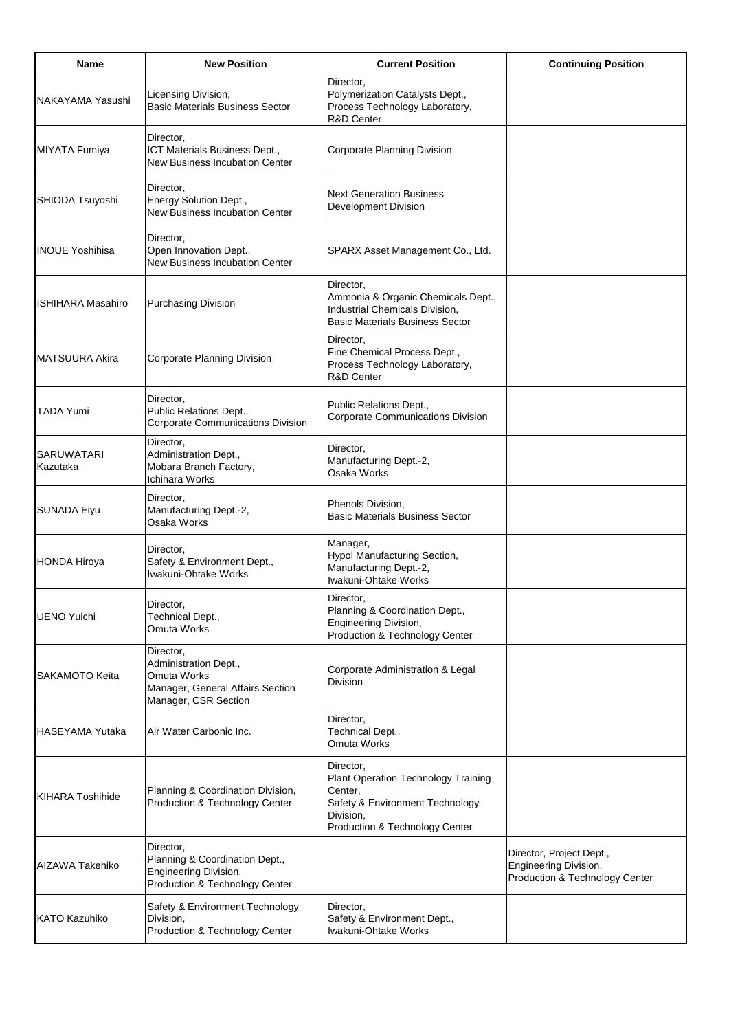| Name | New Position | Current Position | Continuing Position |
|---|---|---|---|
| NAKAYAMA Yasushi | Licensing Division,<br>Basic Materials Business Sector | Director,<br>Polymerization Catalysts Dept.,<br>Process Technology Laboratory,<br>R&D Center | |
| MIYATA Fumiya | Director,<br>ICT Materials Business Dept.,<br>New Business Incubation Center | Corporate Planning Division | |
| SHIODA Tsuyoshi | Director,<br>Energy Solution Dept.,<br>New Business Incubation Center | Next Generation Business Development Division | |
| INOUE Yoshihisa | Director,<br>Open Innovation Dept.,<br>New Business Incubation Center | SPARX Asset Management Co., Ltd. | |
| ISHIHARA Masahiro | Purchasing Division | Director,<br>Ammonia & Organic Chemicals Dept.,<br>Industrial Chemicals Division,<br>Basic Materials Business Sector | |
| MATSUURA Akira | Corporate Planning Division | Director,<br>Fine Chemical Process Dept.,<br>Process Technology Laboratory,<br>R&D Center | |
| TADA Yumi | Director,<br>Public Relations Dept.,<br>Corporate Communications Division | Public Relations Dept.,<br>Corporate Communications Division | |
| SARUWATARI Kazutaka | Director,<br>Administration Dept.,<br>Mobara Branch Factory,<br>Ichihara Works | Director,<br>Manufacturing Dept.-2,<br>Osaka Works | |
| SUNADA Eiyu | Director,<br>Manufacturing Dept.-2,<br>Osaka Works | Phenols Division,<br>Basic Materials Business Sector | |
| HONDA Hiroya | Director,<br>Safety & Environment Dept.,<br>Iwakuni-Ohtake Works | Manager,<br>Hypol Manufacturing Section,<br>Manufacturing Dept.-2,<br>Iwakuni-Ohtake Works | |
| UENO Yuichi | Director,<br>Technical Dept.,<br>Omuta Works | Director,<br>Planning & Coordination Dept.,<br>Engineering Division,<br>Production & Technology Center | |
| SAKAMOTO Keita | Director,<br>Administration Dept.,<br>Omuta Works<br>Manager, General Affairs Section<br>Manager, CSR Section | Corporate Administration & Legal Division | |
| HASEYAMA Yutaka | Air Water Carbonic Inc. | Director,<br>Technical Dept.,<br>Omuta Works | |
| KIHARA Toshihide | Planning & Coordination Division,<br>Production & Technology Center | Director,<br>Plant Operation Technology Training Center,<br>Safety & Environment Technology Division,<br>Production & Technology Center | |
| AIZAWA Takehiko | Director,<br>Planning & Coordination Dept.,<br>Engineering Division,<br>Production & Technology Center | | Director, Project Dept.,<br>Engineering Division,<br>Production & Technology Center |
| KATO Kazuhiko | Safety & Environment Technology Division,<br>Production & Technology Center | Director,<br>Safety & Environment Dept.,<br>Iwakuni-Ohtake Works | |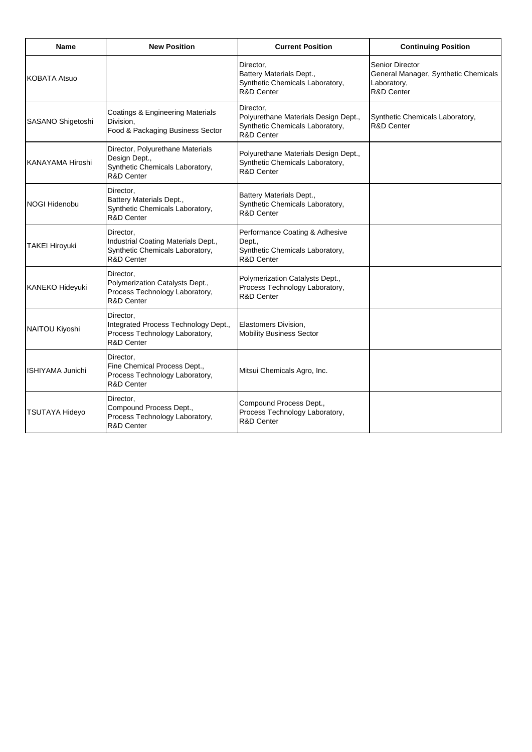| Name | New Position | Current Position | Continuing Position |
| --- | --- | --- | --- |
| KOBATA Atsuo | | Director, Battery Materials Dept., Synthetic Chemicals Laboratory, R&D Center | Senior Director General Manager, Synthetic Chemicals Laboratory, R&D Center |
| SASANO Shigetoshi | Coatings & Engineering Materials Division, Food & Packaging Business Sector | Director, Polyurethane Materials Design Dept., Synthetic Chemicals Laboratory, R&D Center | Synthetic Chemicals Laboratory, R&D Center |
| KANAYAMA Hiroshi | Director, Polyurethane Materials Design Dept., Synthetic Chemicals Laboratory, R&D Center | Polyurethane Materials Design Dept., Synthetic Chemicals Laboratory, R&D Center | |
| NOGI Hidenobu | Director, Battery Materials Dept., Synthetic Chemicals Laboratory, R&D Center | Battery Materials Dept., Synthetic Chemicals Laboratory, R&D Center | |
| TAKEI Hiroyuki | Director, Industrial Coating Materials Dept., Synthetic Chemicals Laboratory, R&D Center | Performance Coating & Adhesive Dept., Synthetic Chemicals Laboratory, R&D Center | |
| KANEKO Hideyuki | Director, Polymerization Catalysts Dept., Process Technology Laboratory, R&D Center | Polymerization Catalysts Dept., Process Technology Laboratory, R&D Center | |
| NAITOU Kiyoshi | Director, Integrated Process Technology Dept., Process Technology Laboratory, R&D Center | Elastomers Division, Mobility Business Sector | |
| ISHIYAMA Junichi | Director, Fine Chemical Process Dept., Process Technology Laboratory, R&D Center | Mitsui Chemicals Agro, Inc. | |
| TSUTAYA Hideyo | Director, Compound Process Dept., Process Technology Laboratory, R&D Center | Compound Process Dept., Process Technology Laboratory, R&D Center | |